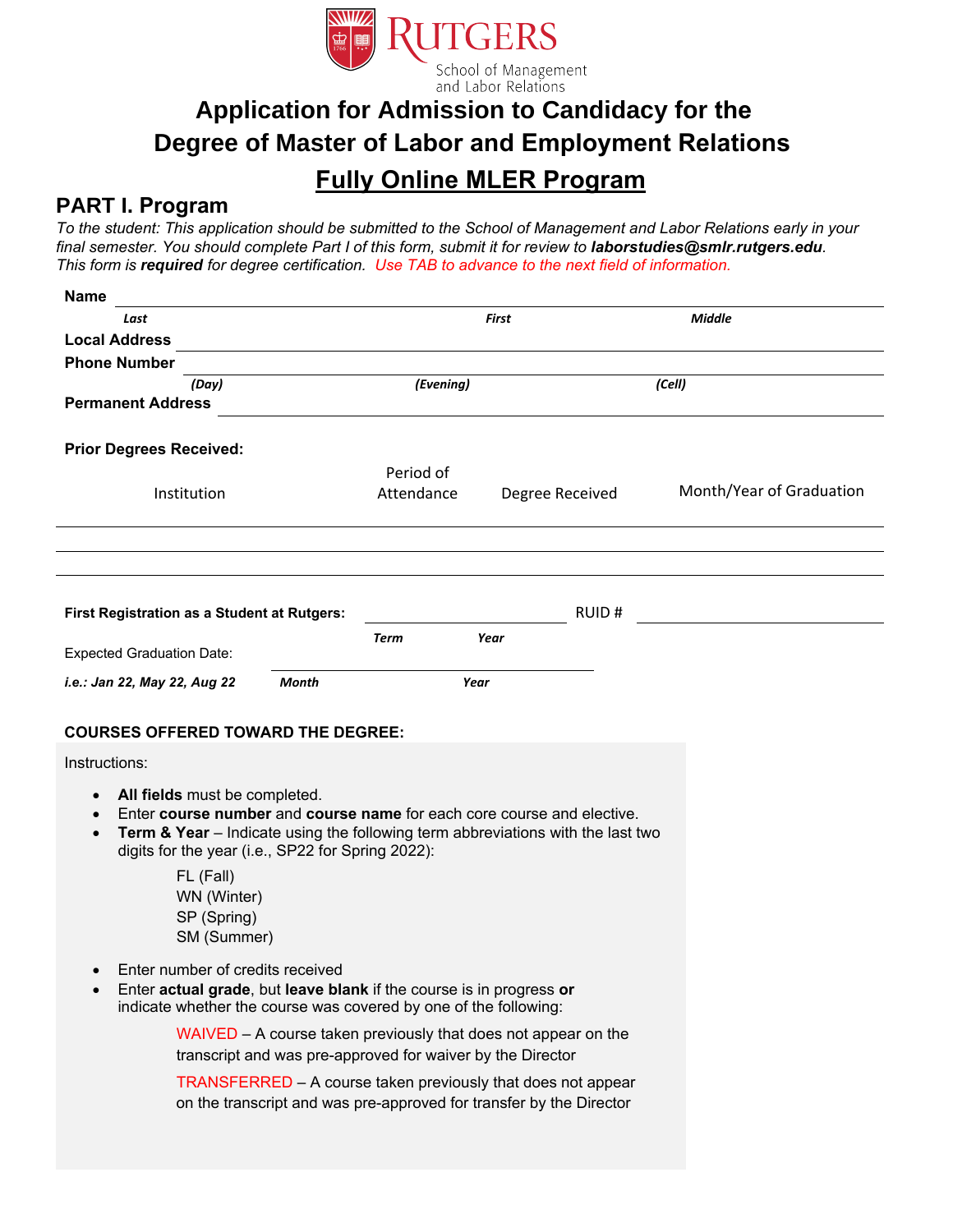Rutgers School of Management and Labor Relations

# Application for Admission to Candidacy for the Degree of Master of Labor and Employment Relations

## Fully Online MLER Program

## PART I. Program

*To the student: This application should be submitted to the School of Management and Labor Relations early in your final semester. You should complete Part I of this form, submit it for review to **laborstudies@smlr.rutgers.edu**. This form is **required** for degree certification. Use TAB to advance to the next field of information.*

**Name** ______________________________________________

*Last* *First* *Middle*

**Local Address** ______________________________________________

**Phone Number** ______________________________________________

*(Day)* *(Evening)* *(Cell)*

**Permanent Address** ______________________________________________

**Prior Degrees Received:**

| Institution | Period of Attendance | Degree Received | Month/Year of Graduation |
|---|---|---|---|
| | | | |
| | | | |
| | | | |

**First Registration as a Student at Rutgers:** ____________________ RUID # ____________________

*Term* *Year*

Expected Graduation Date: ____________________

***i.e.: Jan 22, May 22, Aug 22*** *Month* *Year*

**COURSES OFFERED TOWARD THE DEGREE:**

Instructions:

- **All fields** must be completed.
- Enter **course number** and **course name** for each core course and elective.
- **Term & Year** – Indicate using the following term abbreviations with the last two digits for the year (i.e., SP22 for Spring 2022):
  - FL (Fall)
  - WN (Winter)
  - SP (Spring)
  - SM (Summer)
- Enter number of credits received
- Enter **actual grade**, but **leave blank** if the course is in progress **or** indicate whether the course was covered by one of the following:

  WAIVED – A course taken previously that does not appear on the transcript and was pre-approved for waiver by the Director

  TRANSFERRED – A course taken previously that does not appear on the transcript and was pre-approved for transfer by the Director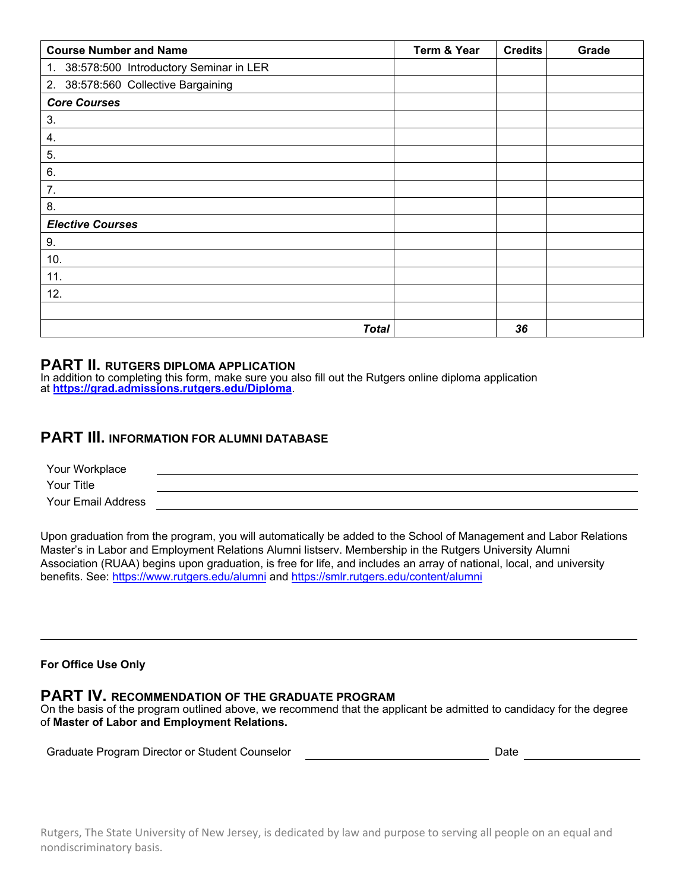| Course Number and Name | Term & Year | Credits | Grade |
|---|---|---|---|
| 1. 38:578:500 Introductory Seminar in LER | | | |
| 2. 38:578:560 Collective Bargaining | | | |
| ***Core Courses*** | | | |
| 3. | | | |
| 4. | | | |
| 5. | | | |
| 6. | | | |
| 7. | | | |
| 8. | | | |
| ***Elective Courses*** | | | |
| 9. | | | |
| 10. | | | |
| 11. | | | |
| 12. | | | |
| | | | |
| ***Total*** | | ***36*** | |

## PART II. RUTGERS DIPLOMA APPLICATION

In addition to completing this form, make sure you also fill out the Rutgers online diploma application at **https://grad.admissions.rutgers.edu/Diploma**.

## PART III. INFORMATION FOR ALUMNI DATABASE

Your Workplace \_\_\_\_\_\_\_\_\_\_\_\_\_\_\_\_\_\_\_\_\_\_\_\_\_\_\_\_\_\_\_\_\_\_\_\_\_\_\_\_

Your Title \_\_\_\_\_\_\_\_\_\_\_\_\_\_\_\_\_\_\_\_\_\_\_\_\_\_\_\_\_\_\_\_\_\_\_\_\_\_\_\_

Your Email Address \_\_\_\_\_\_\_\_\_\_\_\_\_\_\_\_\_\_\_\_\_\_\_\_\_\_\_\_\_\_\_\_\_\_\_\_\_\_\_\_

Upon graduation from the program, you will automatically be added to the School of Management and Labor Relations Master's in Labor and Employment Relations Alumni listserv. Membership in the Rutgers University Alumni Association (RUAA) begins upon graduation, is free for life, and includes an array of national, local, and university benefits. See: https://www.rutgers.edu/alumni and https://smlr.rutgers.edu/content/alumni

---

**For Office Use Only**

## PART IV. RECOMMENDATION OF THE GRADUATE PROGRAM

On the basis of the program outlined above, we recommend that the applicant be admitted to candidacy for the degree of **Master of Labor and Employment Relations.**

Graduate Program Director or Student Counselor \_\_\_\_\_\_\_\_\_\_\_\_\_\_\_\_\_\_\_\_\_\_\_\_\_\_ Date \_\_\_\_\_\_\_\_\_\_\_\_\_\_\_\_

Rutgers, The State University of New Jersey, is dedicated by law and purpose to serving all people on an equal and nondiscriminatory basis.